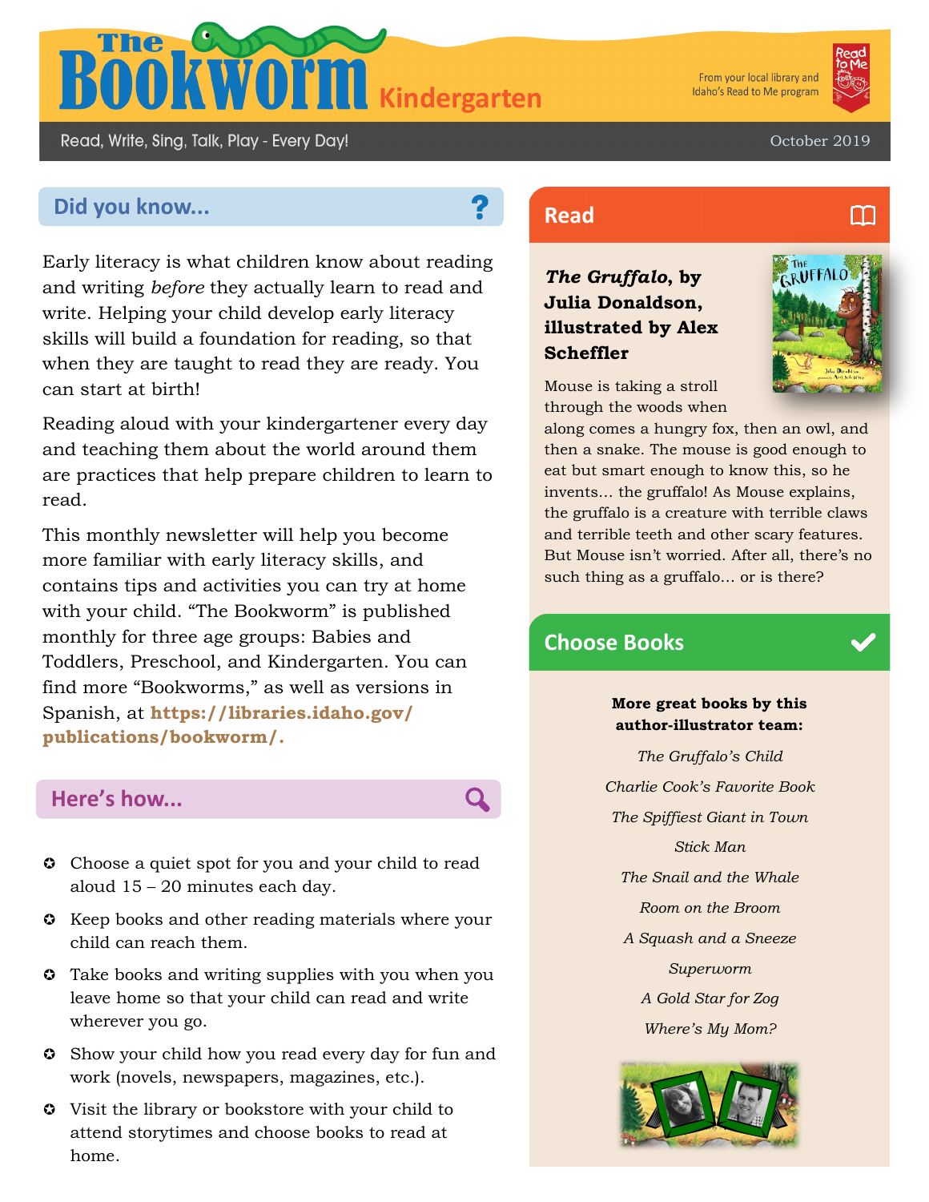# The Bookworm Kindergarten

From your local library and Idaho's Read to Me program

Read, Write, Sing, Talk, Play - Every Day!

October 2019

## Did you know...

Early literacy is what children know about reading and writing *before* they actually learn to read and write. Helping your child develop early literacy skills will build a foundation for reading, so that when they are taught to read they are ready. You can start at birth!

Reading aloud with your kindergartener every day and teaching them about the world around them are practices that help prepare children to learn to read.

This monthly newsletter will help you become more familiar with early literacy skills, and contains tips and activities you can try at home with your child. "The Bookworm" is published monthly for three age groups: Babies and Toddlers, Preschool, and Kindergarten. You can find more "Bookworms," as well as versions in Spanish, at **https://libraries.idaho.gov/publications/bookworm/.**

## Here's how...

- Choose a quiet spot for you and your child to read aloud 15 – 20 minutes each day.
- Keep books and other reading materials where your child can reach them.
- Take books and writing supplies with you when you leave home so that your child can read and write wherever you go.
- Show your child how you read every day for fun and work (novels, newspapers, magazines, etc.).
- Visit the library or bookstore with your child to attend storytimes and choose books to read at home.

## Read

***The Gruffalo*, by Julia Donaldson, illustrated by Alex Scheffler**

Mouse is taking a stroll through the woods when along comes a hungry fox, then an owl, and then a snake. The mouse is good enough to eat but smart enough to know this, so he invents... the gruffalo! As Mouse explains, the gruffalo is a creature with terrible claws and terrible teeth and other scary features. But Mouse isn't worried. After all, there's no such thing as a gruffalo... or is there?

## Choose Books

**More great books by this author-illustrator team:**

*The Gruffalo's Child*

*Charlie Cook's Favorite Book*

*The Spiffiest Giant in Town*

*Stick Man*

*The Snail and the Whale*

*Room on the Broom*

*A Squash and a Sneeze*

*Superworm*

*A Gold Star for Zog*

*Where's My Mom?*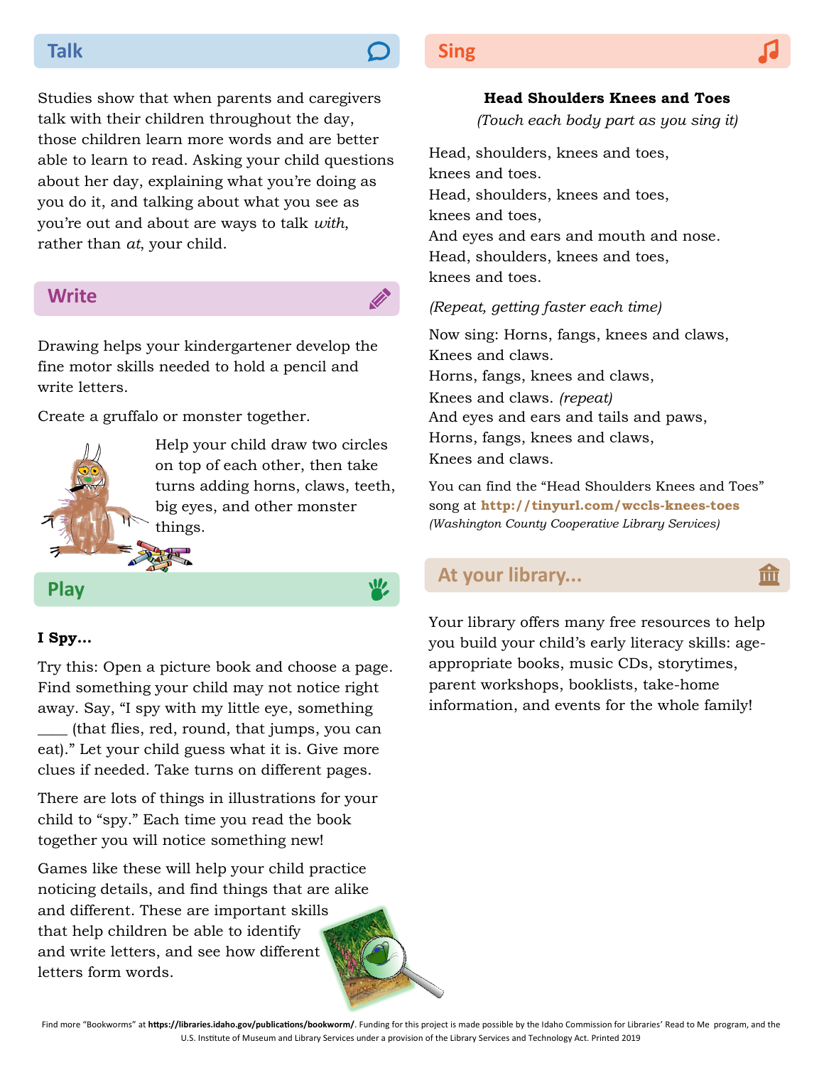## Talk

Studies show that when parents and caregivers talk with their children throughout the day, those children learn more words and are better able to learn to read. Asking your child questions about her day, explaining what you're doing as you do it, and talking about what you see as you're out and about are ways to talk *with*, rather than *at*, your child.

## Write

Drawing helps your kindergartener develop the fine motor skills needed to hold a pencil and write letters.

Create a gruffalo or monster together.

Help your child draw two circles on top of each other, then take turns adding horns, claws, teeth, big eyes, and other monster things.

## Play

**I Spy...**

Try this: Open a picture book and choose a page. Find something your child may not notice right away. Say, "I spy with my little eye, something ____ (that flies, red, round, that jumps, you can eat)." Let your child guess what it is. Give more clues if needed. Take turns on different pages.

There are lots of things in illustrations for your child to "spy." Each time you read the book together you will notice something new!

Games like these will help your child practice noticing details, and find things that are alike and different. These are important skills that help children be able to identify and write letters, and see how different letters form words.

## Sing

**Head Shoulders Knees and Toes**

*(Touch each body part as you sing it)*

Head, shoulders, knees and toes,
knees and toes.
Head, shoulders, knees and toes,
knees and toes,
And eyes and ears and mouth and nose.
Head, shoulders, knees and toes,
knees and toes.

*(Repeat, getting faster each time)*

Now sing: Horns, fangs, knees and claws,
Knees and claws.
Horns, fangs, knees and claws,
Knees and claws. *(repeat)*
And eyes and ears and tails and paws,
Horns, fangs, knees and claws,
Knees and claws.

You can find the "Head Shoulders Knees and Toes" song at **http://tinyurl.com/wccls-knees-toes**
*(Washington County Cooperative Library Services)*

## At your library...

Your library offers many free resources to help you build your child's early literacy skills: age-appropriate books, music CDs, storytimes, parent workshops, booklists, take-home information, and events for the whole family!

Find more "Bookworms" at **https://libraries.idaho.gov/publications/bookworm/**. Funding for this project is made possible by the Idaho Commission for Libraries' Read to Me program, and the U.S. Institute of Museum and Library Services under a provision of the Library Services and Technology Act. Printed 2019